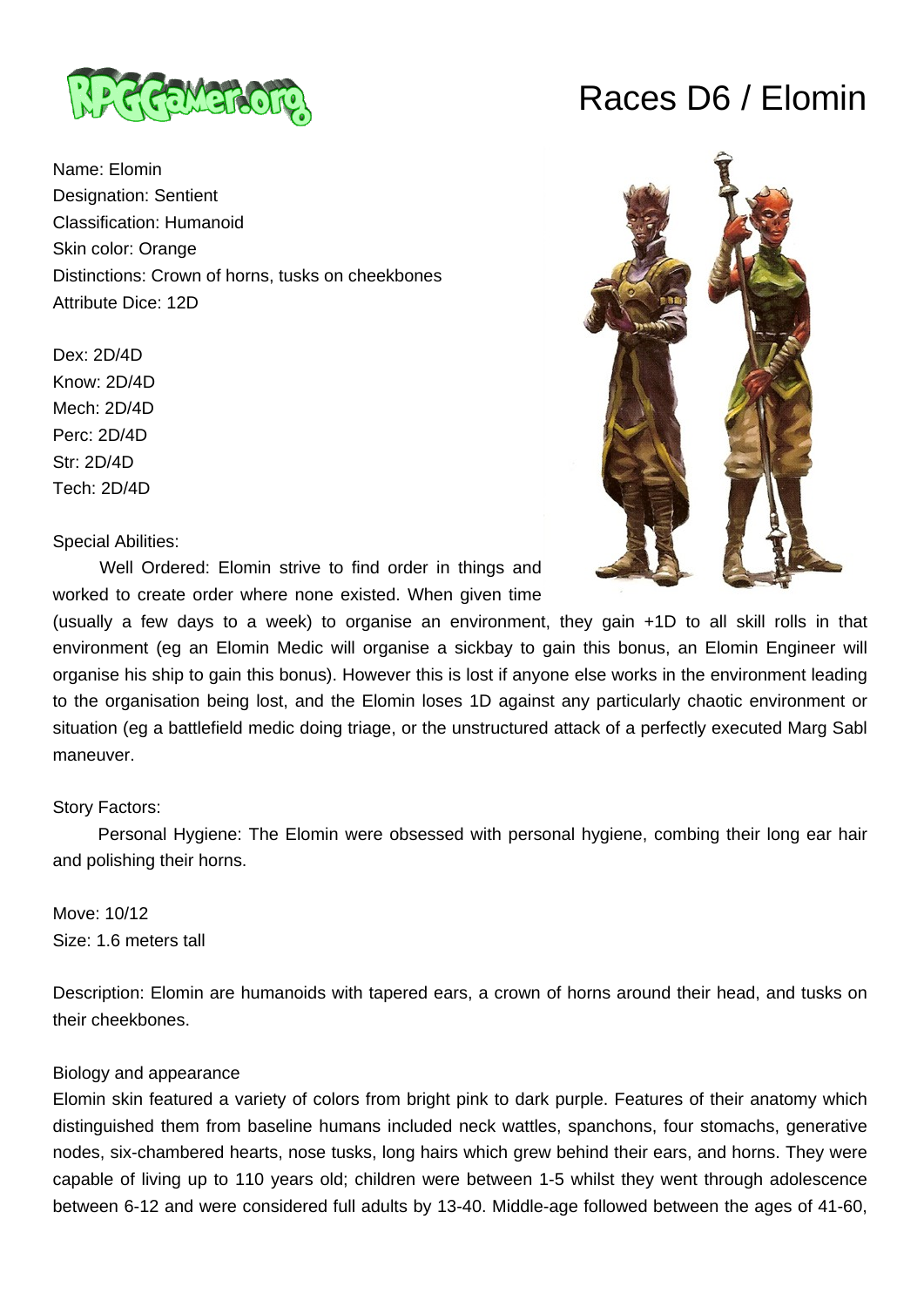# Races D6 / Elomin

Name: Elomin
Designation: Sentient
Classification: Humanoid
Skin color: Orange
Distinctions: Crown of horns, tusks on cheekbones
Attribute Dice: 12D

Dex: 2D/4D
Know: 2D/4D
Mech: 2D/4D
Perc: 2D/4D
Str: 2D/4D
Tech: 2D/4D

Special Abilities:

Well Ordered: Elomin strive to find order in things and worked to create order where none existed. When given time (usually a few days to a week) to organise an environment, they gain +1D to all skill rolls in that environment (eg an Elomin Medic will organise a sickbay to gain this bonus, an Elomin Engineer will organise his ship to gain this bonus). However this is lost if anyone else works in the environment leading to the organisation being lost, and the Elomin loses 1D against any particularly chaotic environment or situation (eg a battlefield medic doing triage, or the unstructured attack of a perfectly executed Marg Sabl maneuver.

Story Factors:

Personal Hygiene: The Elomin were obsessed with personal hygiene, combing their long ear hair and polishing their horns.

Move: 10/12
Size: 1.6 meters tall

Description: Elomin are humanoids with tapered ears, a crown of horns around their head, and tusks on their cheekbones.

Biology and appearance

Elomin skin featured a variety of colors from bright pink to dark purple. Features of their anatomy which distinguished them from baseline humans included neck wattles, spanchons, four stomachs, generative nodes, six-chambered hearts, nose tusks, long hairs which grew behind their ears, and horns. They were capable of living up to 110 years old; children were between 1-5 whilst they went through adolescence between 6-12 and were considered full adults by 13-40. Middle-age followed between the ages of 41-60,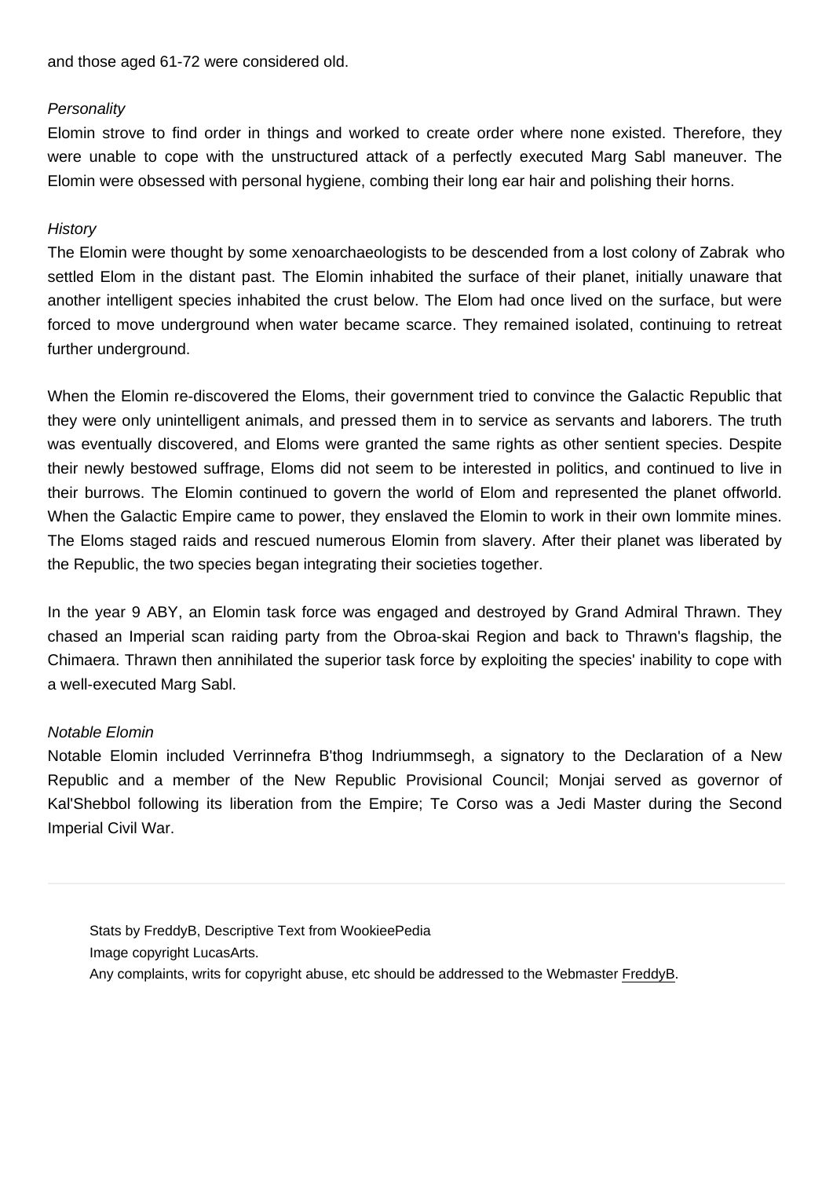and those aged 61-72 were considered old.

*Personality*

Elomin strove to find order in things and worked to create order where none existed. Therefore, they were unable to cope with the unstructured attack of a perfectly executed Marg Sabl maneuver. The Elomin were obsessed with personal hygiene, combing their long ear hair and polishing their horns.

*History*

The Elomin were thought by some xenoarchaeologists to be descended from a lost colony of Zabrak who settled Elom in the distant past. The Elomin inhabited the surface of their planet, initially unaware that another intelligent species inhabited the crust below. The Elom had once lived on the surface, but were forced to move underground when water became scarce. They remained isolated, continuing to retreat further underground.

When the Elomin re-discovered the Eloms, their government tried to convince the Galactic Republic that they were only unintelligent animals, and pressed them in to service as servants and laborers. The truth was eventually discovered, and Eloms were granted the same rights as other sentient species. Despite their newly bestowed suffrage, Eloms did not seem to be interested in politics, and continued to live in their burrows. The Elomin continued to govern the world of Elom and represented the planet offworld. When the Galactic Empire came to power, they enslaved the Elomin to work in their own lommite mines. The Eloms staged raids and rescued numerous Elomin from slavery. After their planet was liberated by the Republic, the two species began integrating their societies together.

In the year 9 ABY, an Elomin task force was engaged and destroyed by Grand Admiral Thrawn. They chased an Imperial scan raiding party from the Obroa-skai Region and back to Thrawn's flagship, the Chimaera. Thrawn then annihilated the superior task force by exploiting the species' inability to cope with a well-executed Marg Sabl.

*Notable Elomin*

Notable Elomin included Verrinnefra B'thog Indriummsegh, a signatory to the Declaration of a New Republic and a member of the New Republic Provisional Council; Monjai served as governor of Kal'Shebbol following its liberation from the Empire; Te Corso was a Jedi Master during the Second Imperial Civil War.

---

Stats by FreddyB, Descriptive Text from WookieePedia
Image copyright LucasArts.
Any complaints, writs for copyright abuse, etc should be addressed to the Webmaster FreddyB.